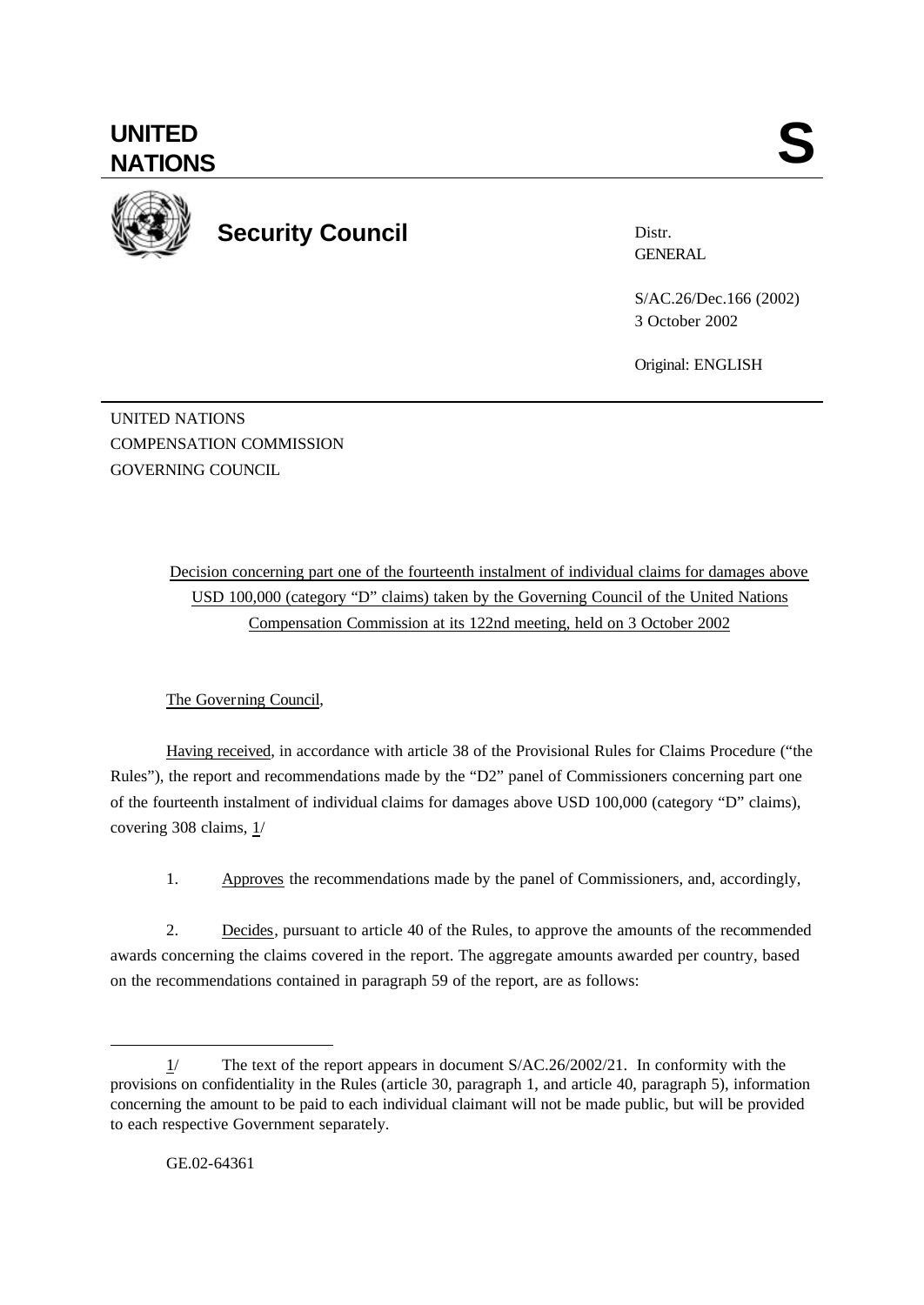# UNITED NATIONS

# S

## Security Council

Distr.
GENERAL

S/AC.26/Dec.166 (2002)
3 October 2002

Original: ENGLISH

UNITED NATIONS
COMPENSATION COMMISSION
GOVERNING COUNCIL

Decision concerning part one of the fourteenth instalment of individual claims for damages above USD 100,000 (category "D" claims) taken by the Governing Council of the United Nations Compensation Commission at its 122nd meeting, held on 3 October 2002

The Governing Council,

Having received, in accordance with article 38 of the Provisional Rules for Claims Procedure ("the Rules"), the report and recommendations made by the "D2" panel of Commissioners concerning part one of the fourteenth instalment of individual claims for damages above USD 100,000 (category "D" claims), covering 308 claims, 1/

1. Approves the recommendations made by the panel of Commissioners, and, accordingly,

2. Decides, pursuant to article 40 of the Rules, to approve the amounts of the recommended awards concerning the claims covered in the report. The aggregate amounts awarded per country, based on the recommendations contained in paragraph 59 of the report, are as follows:

---

1/ The text of the report appears in document S/AC.26/2002/21. In conformity with the provisions on confidentiality in the Rules (article 30, paragraph 1, and article 40, paragraph 5), information concerning the amount to be paid to each individual claimant will not be made public, but will be provided to each respective Government separately.

GE.02-64361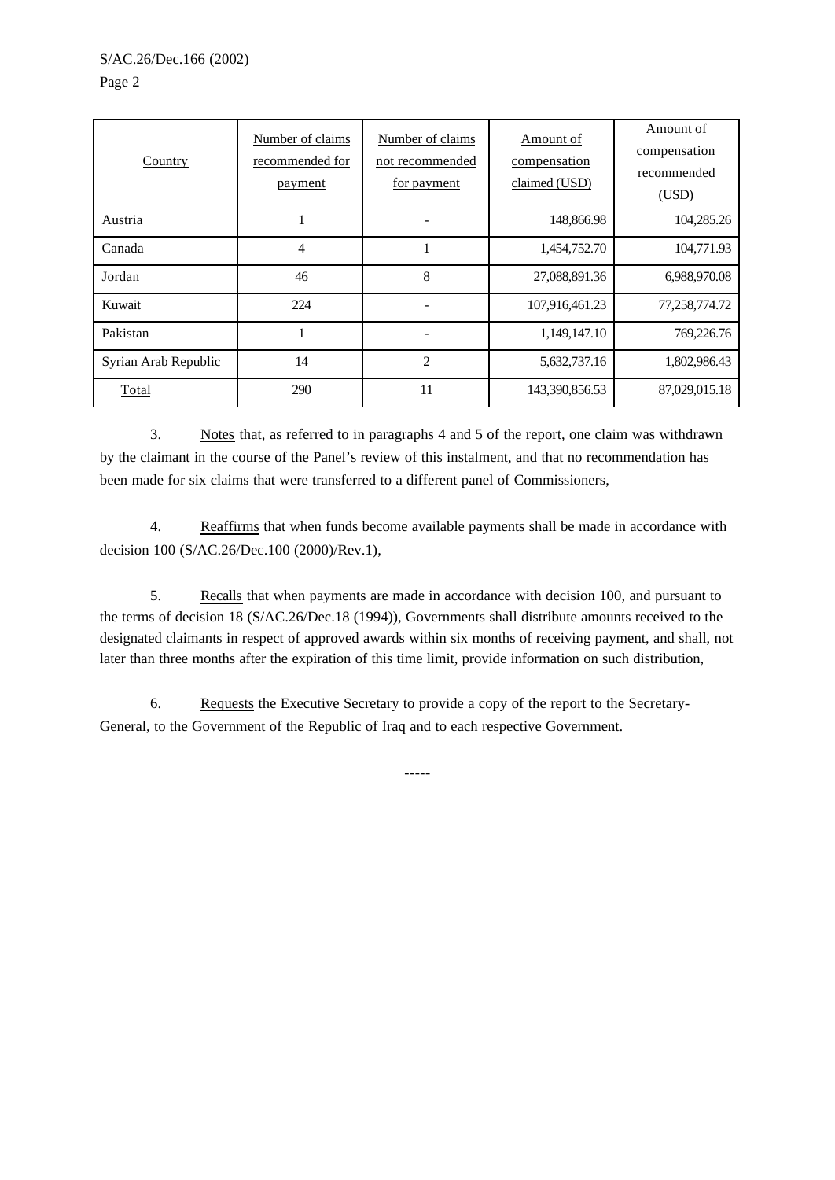| Country | Number of claims recommended for payment | Number of claims not recommended for payment | Amount of compensation claimed (USD) | Amount of compensation recommended (USD) |
|---|---|---|---|---|
| Austria | 1 | - | 148,866.98 | 104,285.26 |
| Canada | 4 | 1 | 1,454,752.70 | 104,771.93 |
| Jordan | 46 | 8 | 27,088,891.36 | 6,988,970.08 |
| Kuwait | 224 | - | 107,916,461.23 | 77,258,774.72 |
| Pakistan | 1 | - | 1,149,147.10 | 769,226.76 |
| Syrian Arab Republic | 14 | 2 | 5,632,737.16 | 1,802,986.43 |
| Total | 290 | 11 | 143,390,856.53 | 87,029,015.18 |

3. Notes that, as referred to in paragraphs 4 and 5 of the report, one claim was withdrawn by the claimant in the course of the Panel's review of this instalment, and that no recommendation has been made for six claims that were transferred to a different panel of Commissioners,

4. Reaffirms that when funds become available payments shall be made in accordance with decision 100 (S/AC.26/Dec.100 (2000)/Rev.1),

5. Recalls that when payments are made in accordance with decision 100, and pursuant to the terms of decision 18 (S/AC.26/Dec.18 (1994)), Governments shall distribute amounts received to the designated claimants in respect of approved awards within six months of receiving payment, and shall, not later than three months after the expiration of this time limit, provide information on such distribution,

6. Requests the Executive Secretary to provide a copy of the report to the Secretary-General, to the Government of the Republic of Iraq and to each respective Government.

-----